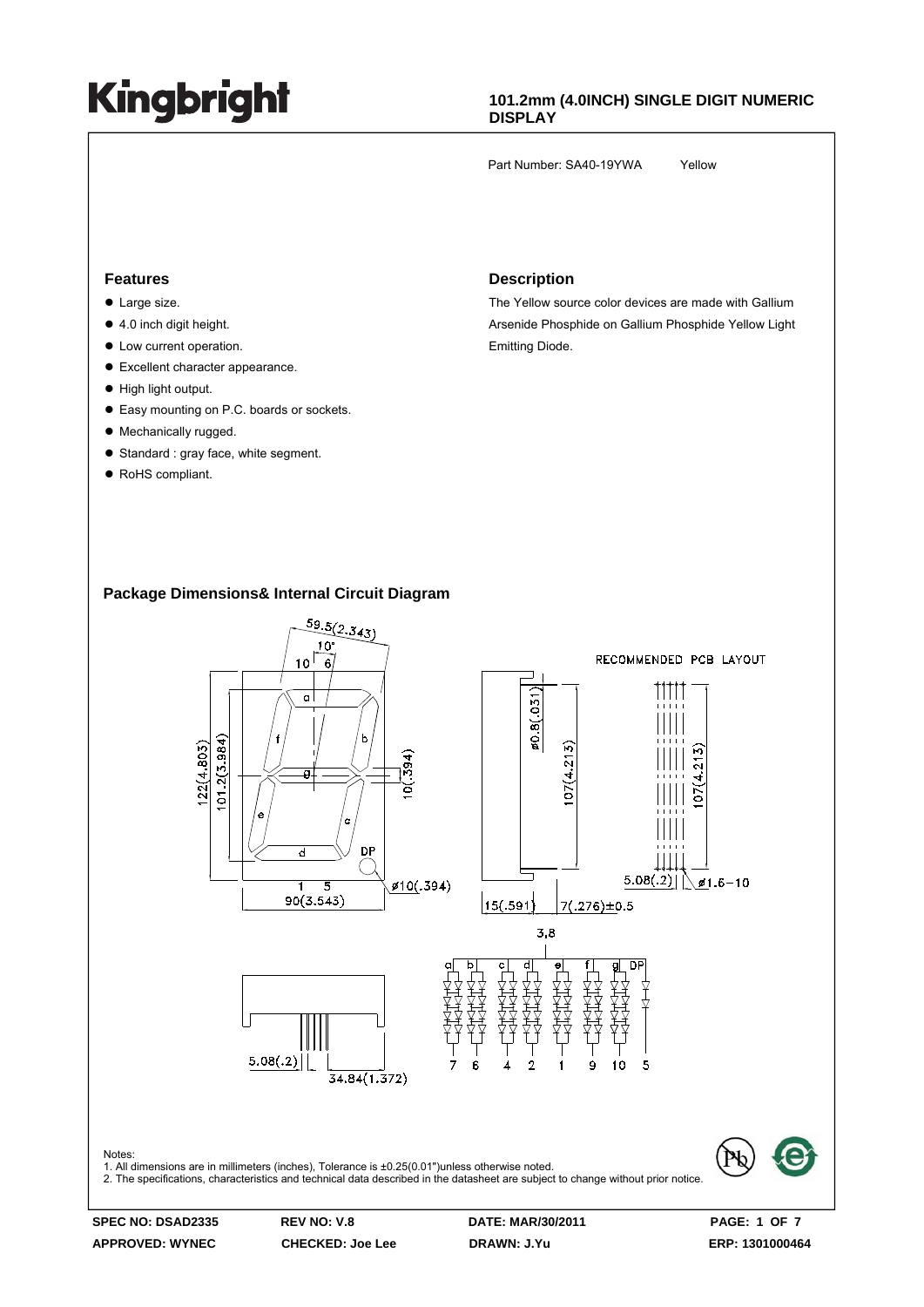# Kingbright

**101.2mm (4.0INCH) SINGLE DIGIT NUMERIC DISPLAY**

Part Number: SA40-19YWA Yellow

## Features

- Large size.
- 4.0 inch digit height.
- Low current operation.
- Excellent character appearance.
- High light output.
- Easy mounting on P.C. boards or sockets.
- Mechanically rugged.
- Standard : gray face, white segment.
- RoHS compliant.

## Description

The Yellow source color devices are made with Gallium Arsenide Phosphide on Gallium Phosphide Yellow Light Emitting Diode.

## Package Dimensions& Internal Circuit Diagram

Notes:
1. All dimensions are in millimeters (inches), Tolerance is ±0.25(0.01")unless otherwise noted.
2. The specifications, characteristics and technical data described in the datasheet are subject to change without prior notice.

| SPEC NO: DSAD2335 | REV NO: V.8 | DATE: MAR/30/2011 | PAGE: 1 OF 7 |
|---|---|---|---|
| APPROVED: WYNEC | CHECKED: Joe Lee | DRAWN: J.Yu | ERP: 1301000464 |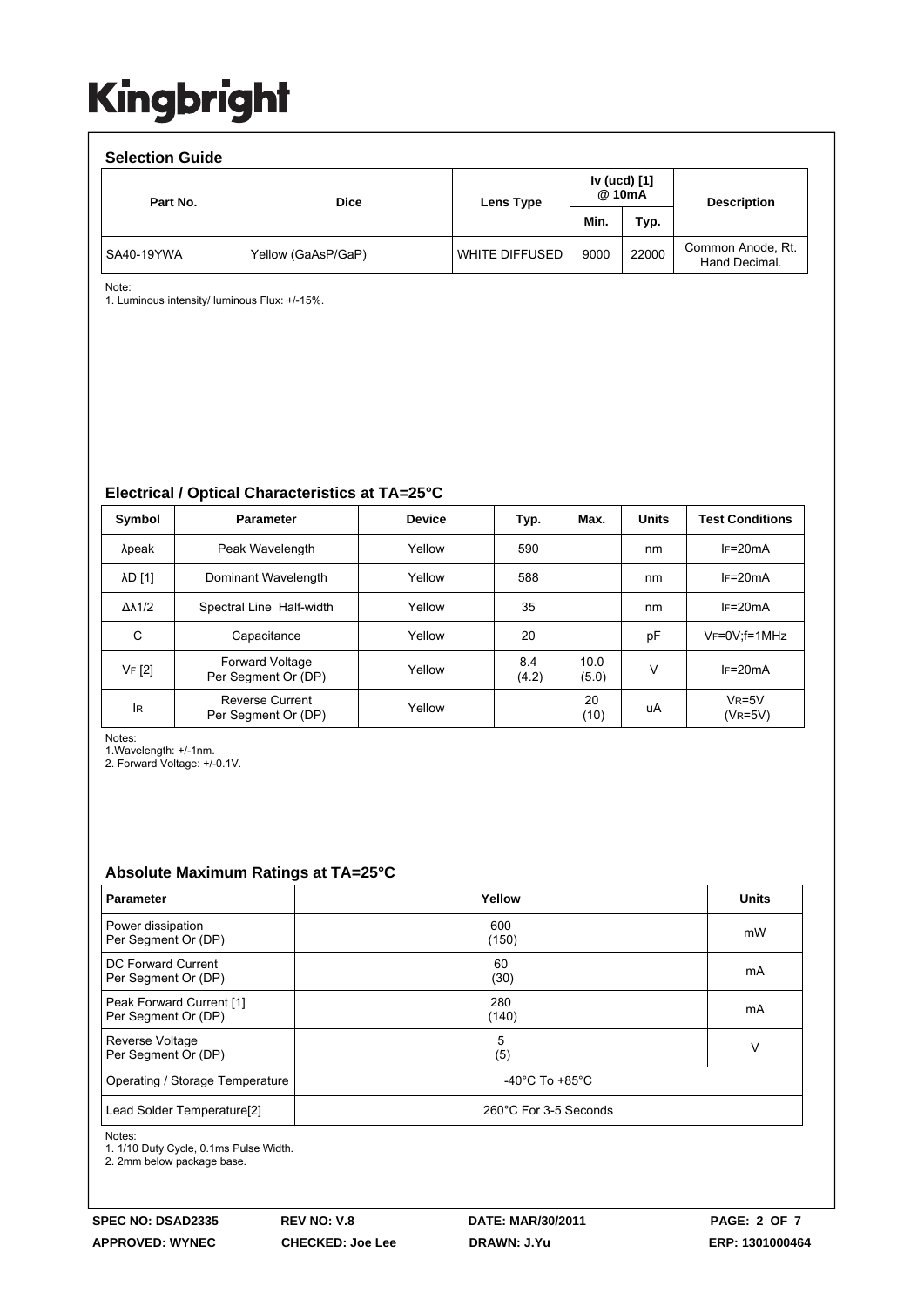# Kingbright

## Selection Guide

| Part No. | Dice | Lens Type | Iv (ucd) [1] @ 10mA | | Description |
|---|---|---|---|---|---|
| | | | Min. | Typ. | |
| SA40-19YWA | Yellow (GaAsP/GaP) | WHITE DIFFUSED | 9000 | 22000 | Common Anode, Rt. Hand Decimal. |

Note:
1. Luminous intensity/ luminous Flux: +/-15%.

## Electrical / Optical Characteristics at TA=25°C

| Symbol | Parameter | Device | Typ. | Max. | Units | Test Conditions |
|---|---|---|---|---|---|---|
| λpeak | Peak Wavelength | Yellow | 590 | | nm | $I_F$=20mA |
| λD [1] | Dominant Wavelength | Yellow | 588 | | nm | $I_F$=20mA |
| Δλ1/2 | Spectral Line Half-width | Yellow | 35 | | nm | $I_F$=20mA |
| C | Capacitance | Yellow | 20 | | pF | $V_F$=0V;f=1MHz |
| $V_F$ [2] | Forward Voltage Per Segment Or (DP) | Yellow | 8.4 (4.2) | 10.0 (5.0) | V | $I_F$=20mA |
| $I_R$ | Reverse Current Per Segment Or (DP) | Yellow | | 20 (10) | uA | $V_R$=5V ($V_R$=5V) |

Notes:
1.Wavelength: +/-1nm.
2. Forward Voltage: +/-0.1V.

## Absolute Maximum Ratings at TA=25°C

| Parameter | Yellow | Units |
|---|---|---|
| Power dissipation Per Segment Or (DP) | 600 (150) | mW |
| DC Forward Current Per Segment Or (DP) | 60 (30) | mA |
| Peak Forward Current [1] Per Segment Or (DP) | 280 (140) | mA |
| Reverse Voltage Per Segment Or (DP) | 5 (5) | V |
| Operating / Storage Temperature | -40°C To +85°C | |
| Lead Solder Temperature[2] | 260°C For 3-5 Seconds | |

Notes:
1. 1/10 Duty Cycle, 0.1ms Pulse Width.
2. 2mm below package base.

| SPEC NO: DSAD2335 | REV NO: V.8 | DATE: MAR/30/2011 | |
|---|---|---|---|
| APPROVED: WYNEC | CHECKED: Joe Lee | DRAWN: J.Yu | ERP: 1301000464 |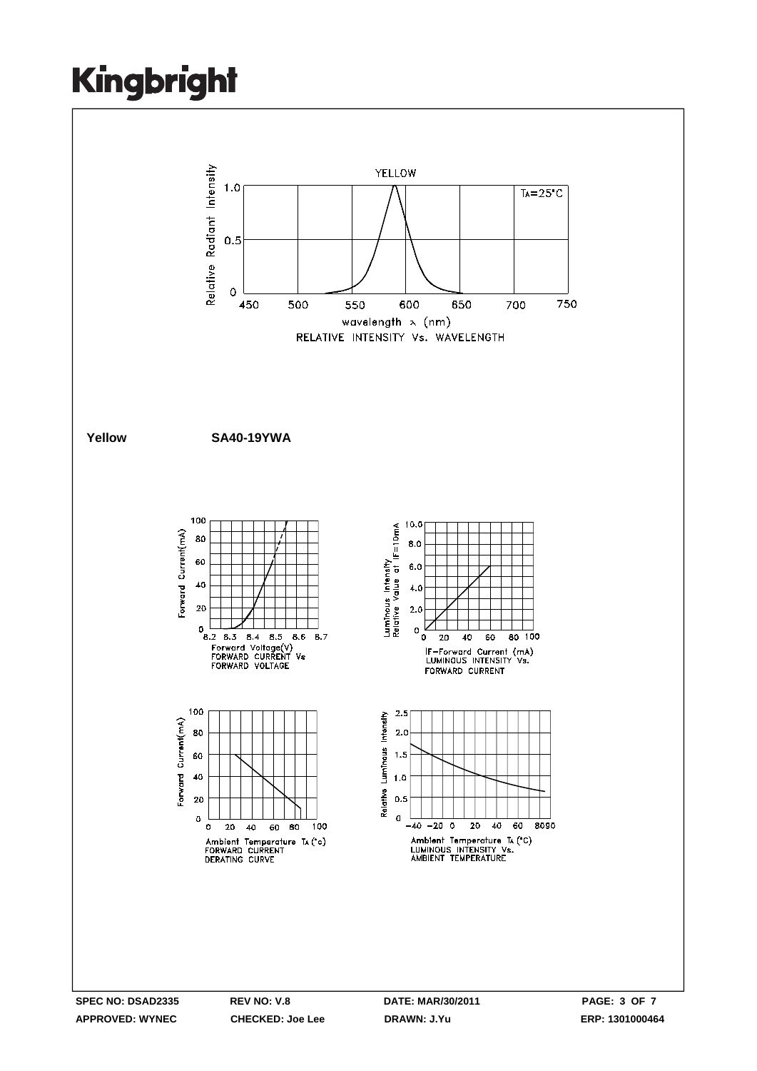Kingbright

YELLOW

Relative Radiant Intensity

$T_A=25°C$

wavelength λ (nm)

RELATIVE INTENSITY Vs. WAVELENGTH

**Yellow** **SA40-19YWA**

Forward Current(mA)

Forward Voltage(V)
FORWARD CURRENT Vs
FORWARD VOLTAGE

Luminous Intensity
Relative Value at IF=10mA

IF−Forward Current (mA)
LUMINOUS INTENSITY Vs.
FORWARD CURRENT

Forward Current(mA)

Ambient Temperature $T_A$ (°c)
FORWARD CURRENT
DERATING CURVE

Relative Luminous Intensity

Ambient Temperature $T_A$ (°C)
LUMINOUS INTENSITY Vs.
AMBIENT TEMPERATURE

| SPEC NO: DSAD2335 | REV NO: V.8 | DATE: MAR/30/2011 | PAGE: 3 OF 7 |
| --- | --- | --- | --- |
| APPROVED: WYNEC | CHECKED: Joe Lee | DRAWN: J.Yu | ERP: 1301000464 |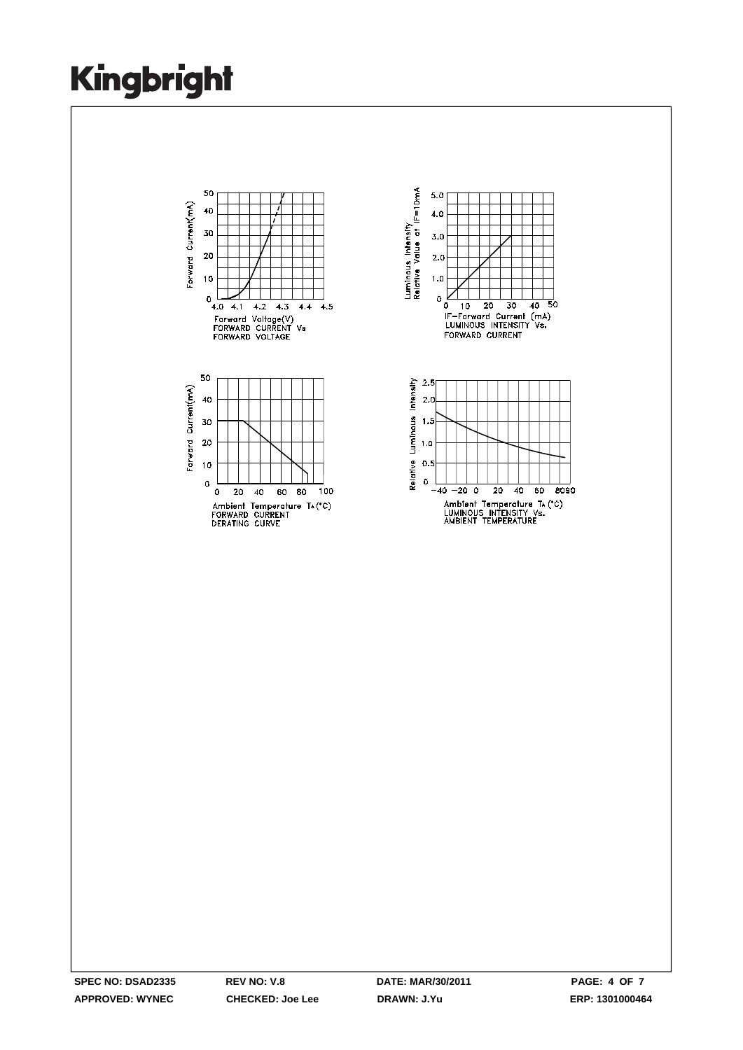Forward Current(mA)

50
40
30
20
10
0

4.0 4.1 4.2 4.3 4.4 4.5

Forward Voltage(V)
FORWARD CURRENT Vs
FORWARD VOLTAGE

Luminous Intensity
Relative Value at IF=10mA

5.0
4.0
3.0
2.0
1.0
0

0 10 20 30 40 50

IF-Forward Current (mA)
LUMINOUS INTENSITY Vs.
FORWARD CURRENT

Forward Current(mA)

50
40
30
20
10
0

0 20 40 60 80 100

Ambient Temperature $T_A$(°C)
FORWARD CURRENT
DERATING CURVE

Relative Luminous Intensity

2.5
2.0
1.5
1.0
0.5
0

-40 -20 0 20 40 60 80 90

Ambient Temperature $T_A$ (°C)
LUMINOUS INTENSITY Vs.
AMBIENT TEMPERATURE

| SPEC NO: DSAD2335 | REV NO: V.8 | DATE: MAR/30/2011 | |
|---|---|---|---|
| APPROVED: WYNEC | CHECKED: Joe Lee | DRAWN: J.Yu | ERP: 1301000464 |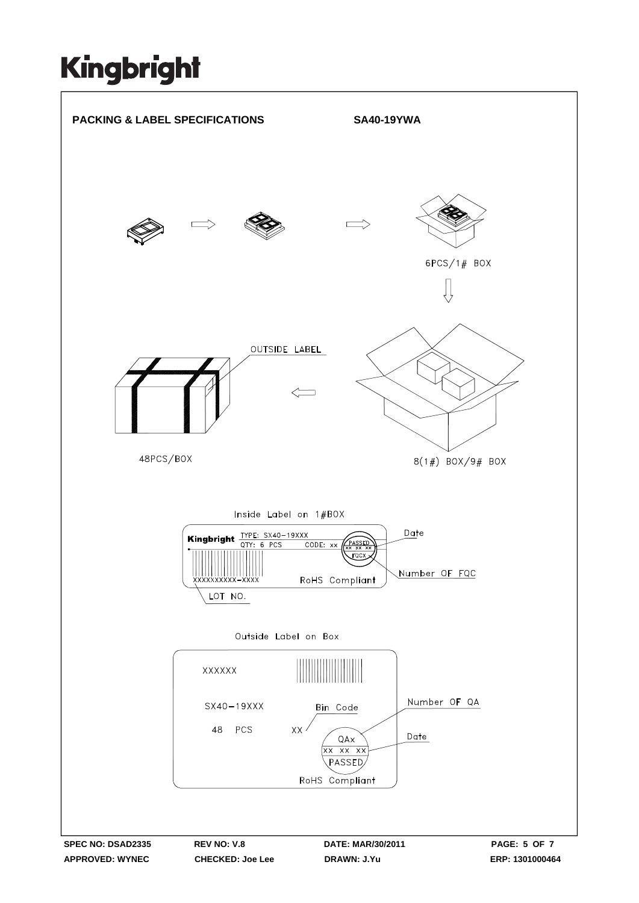# Kingbright

## PACKING & LABEL SPECIFICATIONS

**SA40-19YWA**

6PCS/1# BOX

OUTSIDE LABEL

48PCS/BOX

8(1#) BOX/9# BOX

Inside Label on 1#BOX

Kingbright TYPE: SX40-19XXX

QTY: 6 PCS CODE: xx

PASSED

XX XX XX

FQCX

Date

Number OF FQC

XXXXXXXXXX-XXXX

RoHS Compliant

LOT NO.

Outside Label on Box

XXXXXX

SX40-19XXX

48 PCS

Bin Code

XX

Number OF QA

Date

QAx

XX XX XX

PASSED

RoHS Compliant

SPEC NO: DSAD2335 REV NO: V.8 DATE: MAR/30/2011

APPROVED: WYNEC CHECKED: Joe Lee DRAWN: J.Yu ERP: 1301000464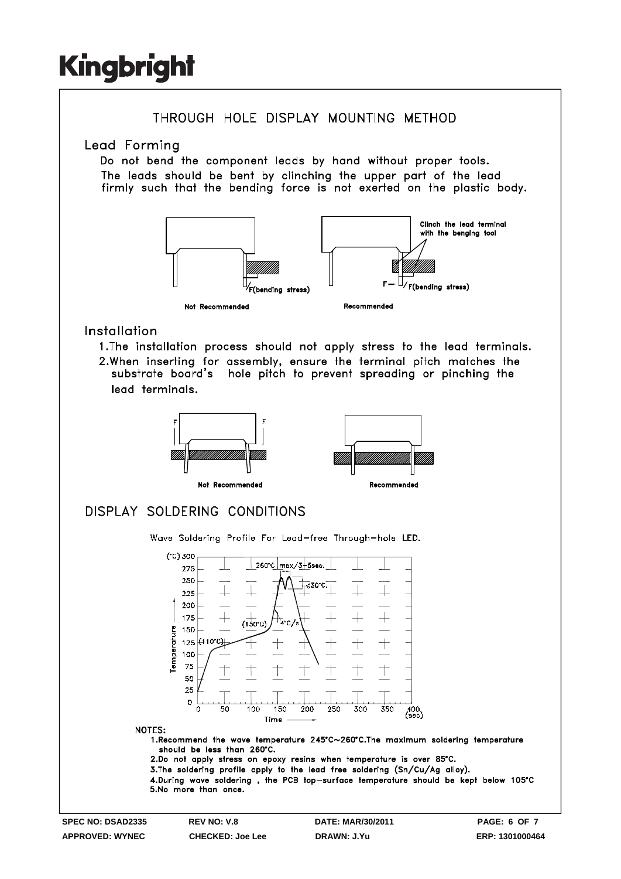# THROUGH HOLE DISPLAY MOUNTING METHOD

## Lead Forming

Do not bend the component leads by hand without proper tools.
The leads should be bent by clinching the upper part of the lead firmly such that the bending force is not exerted on the plastic body.

Clinch the lead terminal with the benging tool

F(bending stress)

Not Recommended

F— F(bending stress)

Recommended

## Installation

1. The installation process should not apply stress to the lead terminals.
2. When inserting for assembly, ensure the terminal pitch matches the substrate board's hole pitch to prevent spreading or pinching the lead terminals.

Not Recommended

Recommended

# DISPLAY SOLDERING CONDITIONS

Wave Soldering Profile For Lead-free Through-hole LED.

(°C) 300, 275, 250, 225, 200, 175, 150, 125, 100, 75, 50, 25, 0

260°C max/3-5sec.

≤30°C.

(150°C)

4°C/s

(110°C)

Temperature

Time 0 50 100 150 200 250 300 350 400 (sec)

NOTES:

1. Recommend the wave temperature 245°C~260°C. The maximum soldering temperature should be less than 260°C.
2. Do not apply stress on epoxy resins when temperature is over 85°C.
3. The soldering profile apply to the lead free soldering (Sn/Cu/Ag alloy).
4. During wave soldering , the PCB top-surface temperature should be kept below 105°C
5. No more than once.

| SPEC NO: DSAD2335 | REV NO: V.8 | DATE: MAR/30/2011 | PAGE: 6 OF 7 |
| --- | --- | --- | --- |
| APPROVED: WYNEC | CHECKED: Joe Lee | DRAWN: J.Yu | ERP: 1301000464 |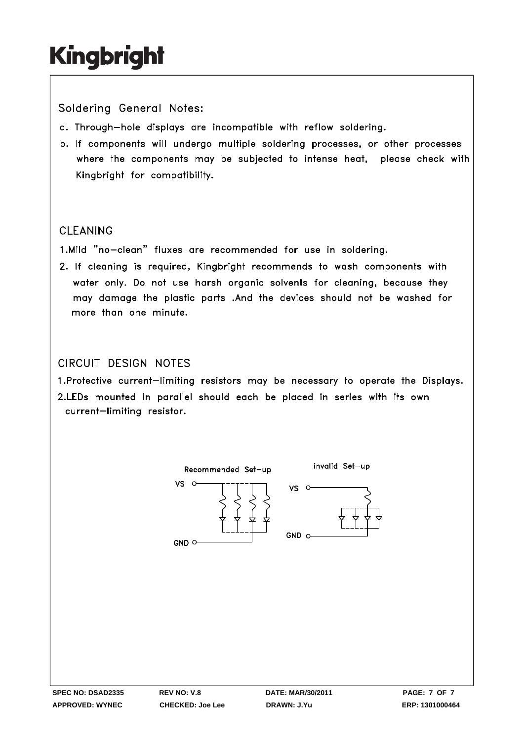## Soldering General Notes:

a. Through-hole displays are incompatible with reflow soldering.

b. If components will undergo multiple soldering processes, or other processes where the components may be subjected to intense heat, please check with Kingbright for compatibility.

## CLEANING

1.Mild "no-clean" fluxes are recommended for use in soldering.

2. If cleaning is required, Kingbright recommends to wash components with water only. Do not use harsh organic solvents for cleaning, because they may damage the plastic parts .And the devices should not be washed for more than one minute.

## CIRCUIT DESIGN NOTES

1.Protective current-limiting resistors may be necessary to operate the Displays.

2.LEDs mounted in parallel should each be placed in series with its own current-limiting resistor.

Recommended Set-up

VS

GND

invalid Set-up

VS

GND